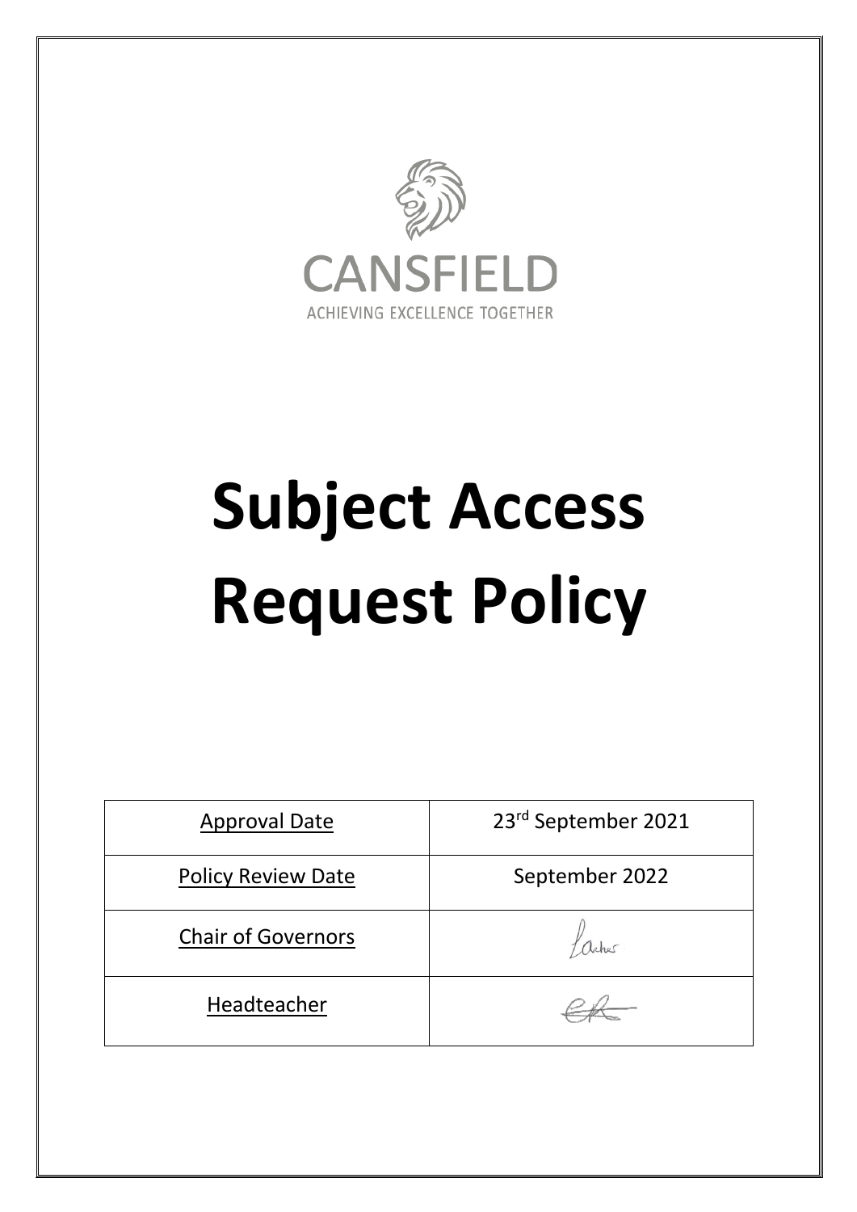CANSFIELD

ACHIEVING EXCELLENCE TOGETHER

# Subject Access Request Policy

| Approval Date | 23rd September 2021 |
| --- | --- |
| Policy Review Date | September 2022 |
| Chair of Governors | |
| Headteacher | |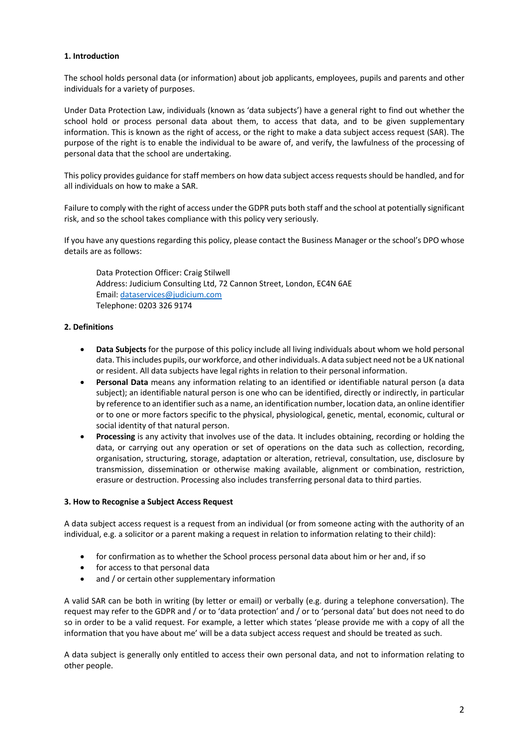## 1. Introduction

The school holds personal data (or information) about job applicants, employees, pupils and parents and other individuals for a variety of purposes.

Under Data Protection Law, individuals (known as 'data subjects') have a general right to find out whether the school hold or process personal data about them, to access that data, and to be given supplementary information. This is known as the right of access, or the right to make a data subject access request (SAR). The purpose of the right is to enable the individual to be aware of, and verify, the lawfulness of the processing of personal data that the school are undertaking.

This policy provides guidance for staff members on how data subject access requests should be handled, and for all individuals on how to make a SAR.

Failure to comply with the right of access under the GDPR puts both staff and the school at potentially significant risk, and so the school takes compliance with this policy very seriously.

If you have any questions regarding this policy, please contact the Business Manager or the school's DPO whose details are as follows:

> Data Protection Officer: Craig Stilwell
> Address: Judicium Consulting Ltd, 72 Cannon Street, London, EC4N 6AE
> Email: dataservices@judicium.com
> Telephone: 0203 326 9174

## 2. Definitions

- **Data Subjects** for the purpose of this policy include all living individuals about whom we hold personal data. This includes pupils, our workforce, and other individuals. A data subject need not be a UK national or resident. All data subjects have legal rights in relation to their personal information.
- **Personal Data** means any information relating to an identified or identifiable natural person (a data subject); an identifiable natural person is one who can be identified, directly or indirectly, in particular by reference to an identifier such as a name, an identification number, location data, an online identifier or to one or more factors specific to the physical, physiological, genetic, mental, economic, cultural or social identity of that natural person.
- **Processing** is any activity that involves use of the data. It includes obtaining, recording or holding the data, or carrying out any operation or set of operations on the data such as collection, recording, organisation, structuring, storage, adaptation or alteration, retrieval, consultation, use, disclosure by transmission, dissemination or otherwise making available, alignment or combination, restriction, erasure or destruction. Processing also includes transferring personal data to third parties.

## 3. How to Recognise a Subject Access Request

A data subject access request is a request from an individual (or from someone acting with the authority of an individual, e.g. a solicitor or a parent making a request in relation to information relating to their child):

- for confirmation as to whether the School process personal data about him or her and, if so
- for access to that personal data
- and / or certain other supplementary information

A valid SAR can be both in writing (by letter or email) or verbally (e.g. during a telephone conversation). The request may refer to the GDPR and / or to 'data protection' and / or to 'personal data' but does not need to do so in order to be a valid request. For example, a letter which states 'please provide me with a copy of all the information that you have about me' will be a data subject access request and should be treated as such.

A data subject is generally only entitled to access their own personal data, and not to information relating to other people.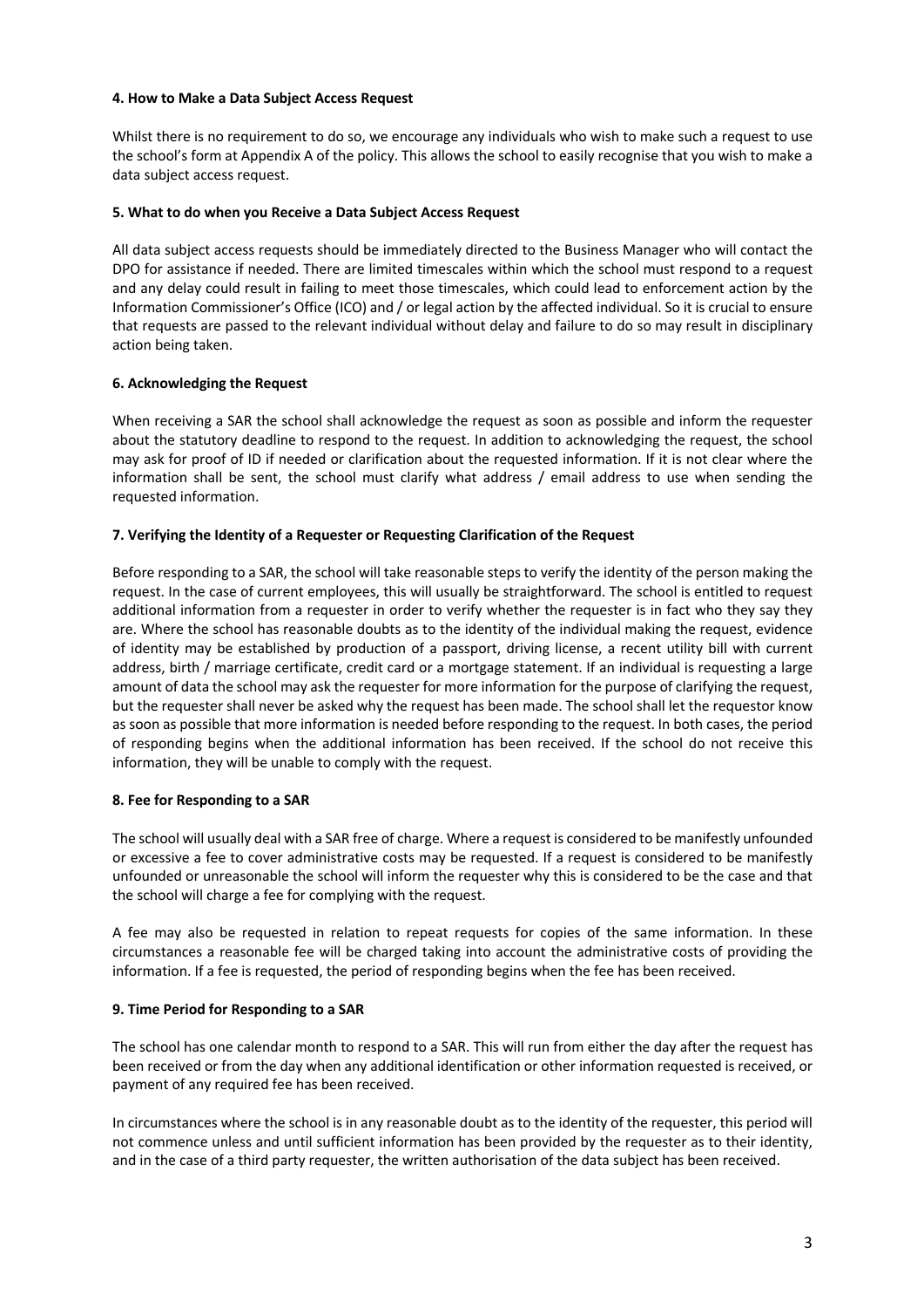#### 4. How to Make a Data Subject Access Request

Whilst there is no requirement to do so, we encourage any individuals who wish to make such a request to use the school's form at Appendix A of the policy. This allows the school to easily recognise that you wish to make a data subject access request.

#### 5. What to do when you Receive a Data Subject Access Request

All data subject access requests should be immediately directed to the Business Manager who will contact the DPO for assistance if needed. There are limited timescales within which the school must respond to a request and any delay could result in failing to meet those timescales, which could lead to enforcement action by the Information Commissioner's Office (ICO) and / or legal action by the affected individual. So it is crucial to ensure that requests are passed to the relevant individual without delay and failure to do so may result in disciplinary action being taken.

#### 6. Acknowledging the Request

When receiving a SAR the school shall acknowledge the request as soon as possible and inform the requester about the statutory deadline to respond to the request. In addition to acknowledging the request, the school may ask for proof of ID if needed or clarification about the requested information. If it is not clear where the information shall be sent, the school must clarify what address / email address to use when sending the requested information.

#### 7. Verifying the Identity of a Requester or Requesting Clarification of the Request

Before responding to a SAR, the school will take reasonable steps to verify the identity of the person making the request. In the case of current employees, this will usually be straightforward. The school is entitled to request additional information from a requester in order to verify whether the requester is in fact who they say they are. Where the school has reasonable doubts as to the identity of the individual making the request, evidence of identity may be established by production of a passport, driving license, a recent utility bill with current address, birth / marriage certificate, credit card or a mortgage statement. If an individual is requesting a large amount of data the school may ask the requester for more information for the purpose of clarifying the request, but the requester shall never be asked why the request has been made. The school shall let the requestor know as soon as possible that more information is needed before responding to the request. In both cases, the period of responding begins when the additional information has been received. If the school do not receive this information, they will be unable to comply with the request.

#### 8. Fee for Responding to a SAR

The school will usually deal with a SAR free of charge. Where a request is considered to be manifestly unfounded or excessive a fee to cover administrative costs may be requested. If a request is considered to be manifestly unfounded or unreasonable the school will inform the requester why this is considered to be the case and that the school will charge a fee for complying with the request.

A fee may also be requested in relation to repeat requests for copies of the same information. In these circumstances a reasonable fee will be charged taking into account the administrative costs of providing the information. If a fee is requested, the period of responding begins when the fee has been received.

#### 9. Time Period for Responding to a SAR

The school has one calendar month to respond to a SAR. This will run from either the day after the request has been received or from the day when any additional identification or other information requested is received, or payment of any required fee has been received.

In circumstances where the school is in any reasonable doubt as to the identity of the requester, this period will not commence unless and until sufficient information has been provided by the requester as to their identity, and in the case of a third party requester, the written authorisation of the data subject has been received.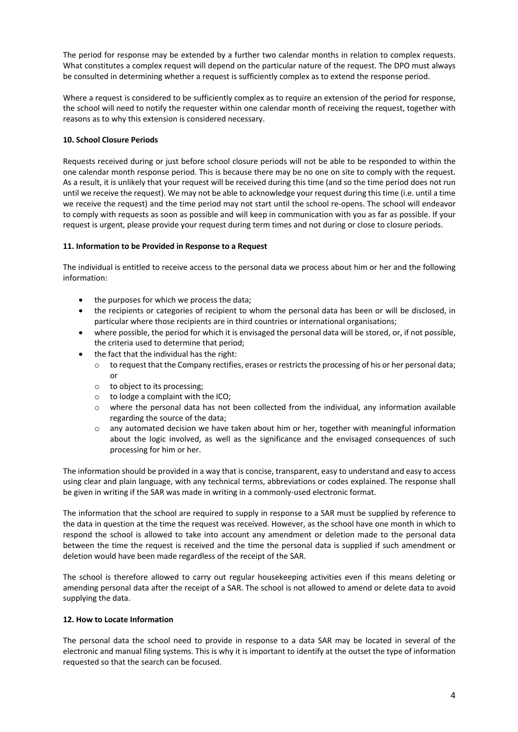The period for response may be extended by a further two calendar months in relation to complex requests. What constitutes a complex request will depend on the particular nature of the request. The DPO must always be consulted in determining whether a request is sufficiently complex as to extend the response period.

Where a request is considered to be sufficiently complex as to require an extension of the period for response, the school will need to notify the requester within one calendar month of receiving the request, together with reasons as to why this extension is considered necessary.

**10. School Closure Periods**

Requests received during or just before school closure periods will not be able to be responded to within the one calendar month response period. This is because there may be no one on site to comply with the request. As a result, it is unlikely that your request will be received during this time (and so the time period does not run until we receive the request). We may not be able to acknowledge your request during this time (i.e. until a time we receive the request) and the time period may not start until the school re-opens. The school will endeavor to comply with requests as soon as possible and will keep in communication with you as far as possible. If your request is urgent, please provide your request during term times and not during or close to closure periods.

**11. Information to be Provided in Response to a Request**

The individual is entitled to receive access to the personal data we process about him or her and the following information:

- the purposes for which we process the data;
- the recipients or categories of recipient to whom the personal data has been or will be disclosed, in particular where those recipients are in third countries or international organisations;
- where possible, the period for which it is envisaged the personal data will be stored, or, if not possible, the criteria used to determine that period;
- the fact that the individual has the right:
    - to request that the Company rectifies, erases or restricts the processing of his or her personal data; or
    - to object to its processing;
    - to lodge a complaint with the ICO;
    - where the personal data has not been collected from the individual, any information available regarding the source of the data;
    - any automated decision we have taken about him or her, together with meaningful information about the logic involved, as well as the significance and the envisaged consequences of such processing for him or her.

The information should be provided in a way that is concise, transparent, easy to understand and easy to access using clear and plain language, with any technical terms, abbreviations or codes explained. The response shall be given in writing if the SAR was made in writing in a commonly-used electronic format.

The information that the school are required to supply in response to a SAR must be supplied by reference to the data in question at the time the request was received. However, as the school have one month in which to respond the school is allowed to take into account any amendment or deletion made to the personal data between the time the request is received and the time the personal data is supplied if such amendment or deletion would have been made regardless of the receipt of the SAR.

The school is therefore allowed to carry out regular housekeeping activities even if this means deleting or amending personal data after the receipt of a SAR. The school is not allowed to amend or delete data to avoid supplying the data.

**12. How to Locate Information**

The personal data the school need to provide in response to a data SAR may be located in several of the electronic and manual filing systems. This is why it is important to identify at the outset the type of information requested so that the search can be focused.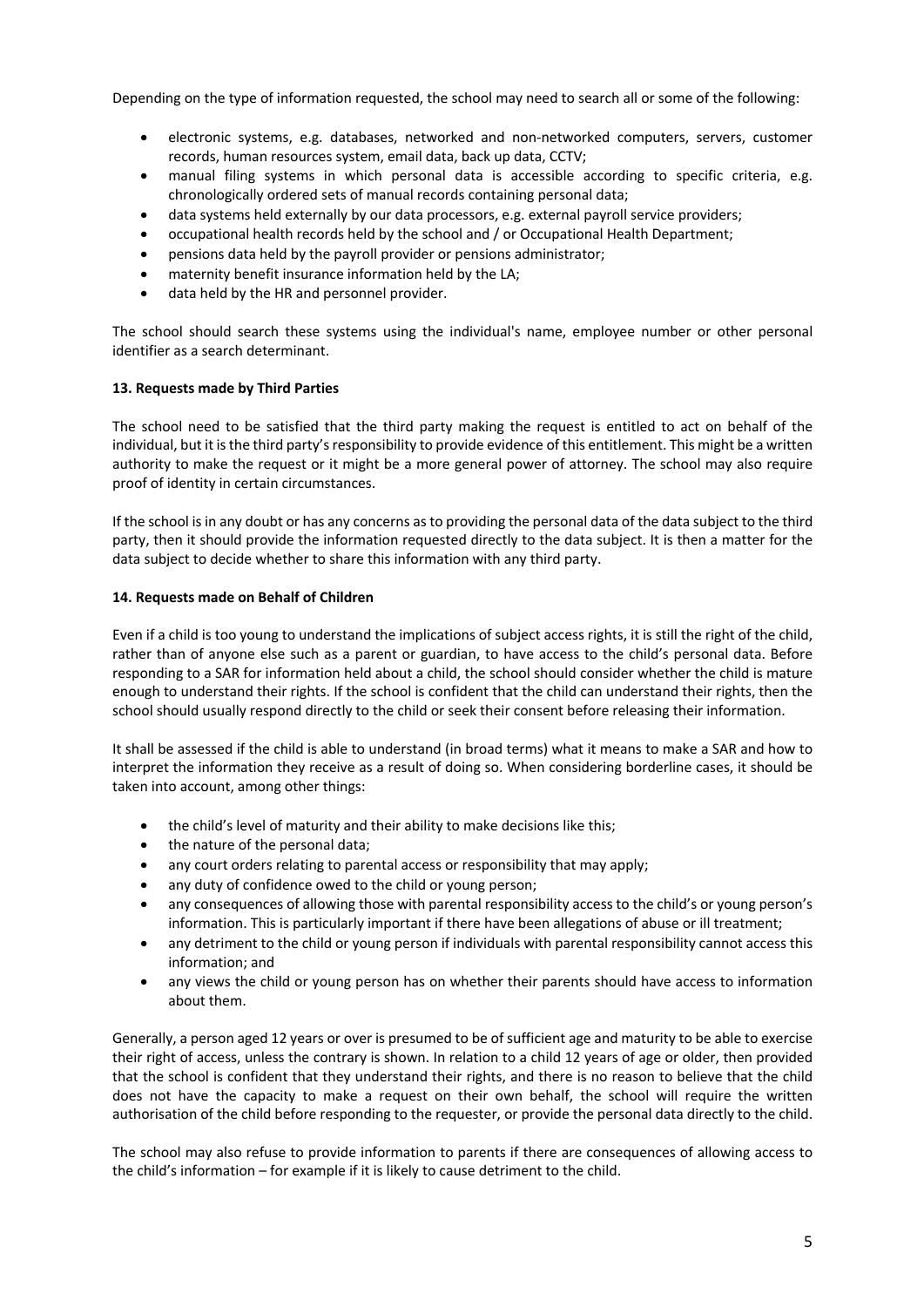Depending on the type of information requested, the school may need to search all or some of the following:

- electronic systems, e.g. databases, networked and non-networked computers, servers, customer records, human resources system, email data, back up data, CCTV;
- manual filing systems in which personal data is accessible according to specific criteria, e.g. chronologically ordered sets of manual records containing personal data;
- data systems held externally by our data processors, e.g. external payroll service providers;
- occupational health records held by the school and / or Occupational Health Department;
- pensions data held by the payroll provider or pensions administrator;
- maternity benefit insurance information held by the LA;
- data held by the HR and personnel provider.

The school should search these systems using the individual's name, employee number or other personal identifier as a search determinant.

**13. Requests made by Third Parties**

The school need to be satisfied that the third party making the request is entitled to act on behalf of the individual, but it is the third party's responsibility to provide evidence of this entitlement. This might be a written authority to make the request or it might be a more general power of attorney. The school may also require proof of identity in certain circumstances.

If the school is in any doubt or has any concerns as to providing the personal data of the data subject to the third party, then it should provide the information requested directly to the data subject. It is then a matter for the data subject to decide whether to share this information with any third party.

**14. Requests made on Behalf of Children**

Even if a child is too young to understand the implications of subject access rights, it is still the right of the child, rather than of anyone else such as a parent or guardian, to have access to the child's personal data. Before responding to a SAR for information held about a child, the school should consider whether the child is mature enough to understand their rights. If the school is confident that the child can understand their rights, then the school should usually respond directly to the child or seek their consent before releasing their information.

It shall be assessed if the child is able to understand (in broad terms) what it means to make a SAR and how to interpret the information they receive as a result of doing so. When considering borderline cases, it should be taken into account, among other things:

- the child's level of maturity and their ability to make decisions like this;
- the nature of the personal data;
- any court orders relating to parental access or responsibility that may apply;
- any duty of confidence owed to the child or young person;
- any consequences of allowing those with parental responsibility access to the child's or young person's information. This is particularly important if there have been allegations of abuse or ill treatment;
- any detriment to the child or young person if individuals with parental responsibility cannot access this information; and
- any views the child or young person has on whether their parents should have access to information about them.

Generally, a person aged 12 years or over is presumed to be of sufficient age and maturity to be able to exercise their right of access, unless the contrary is shown. In relation to a child 12 years of age or older, then provided that the school is confident that they understand their rights, and there is no reason to believe that the child does not have the capacity to make a request on their own behalf, the school will require the written authorisation of the child before responding to the requester, or provide the personal data directly to the child.

The school may also refuse to provide information to parents if there are consequences of allowing access to the child's information – for example if it is likely to cause detriment to the child.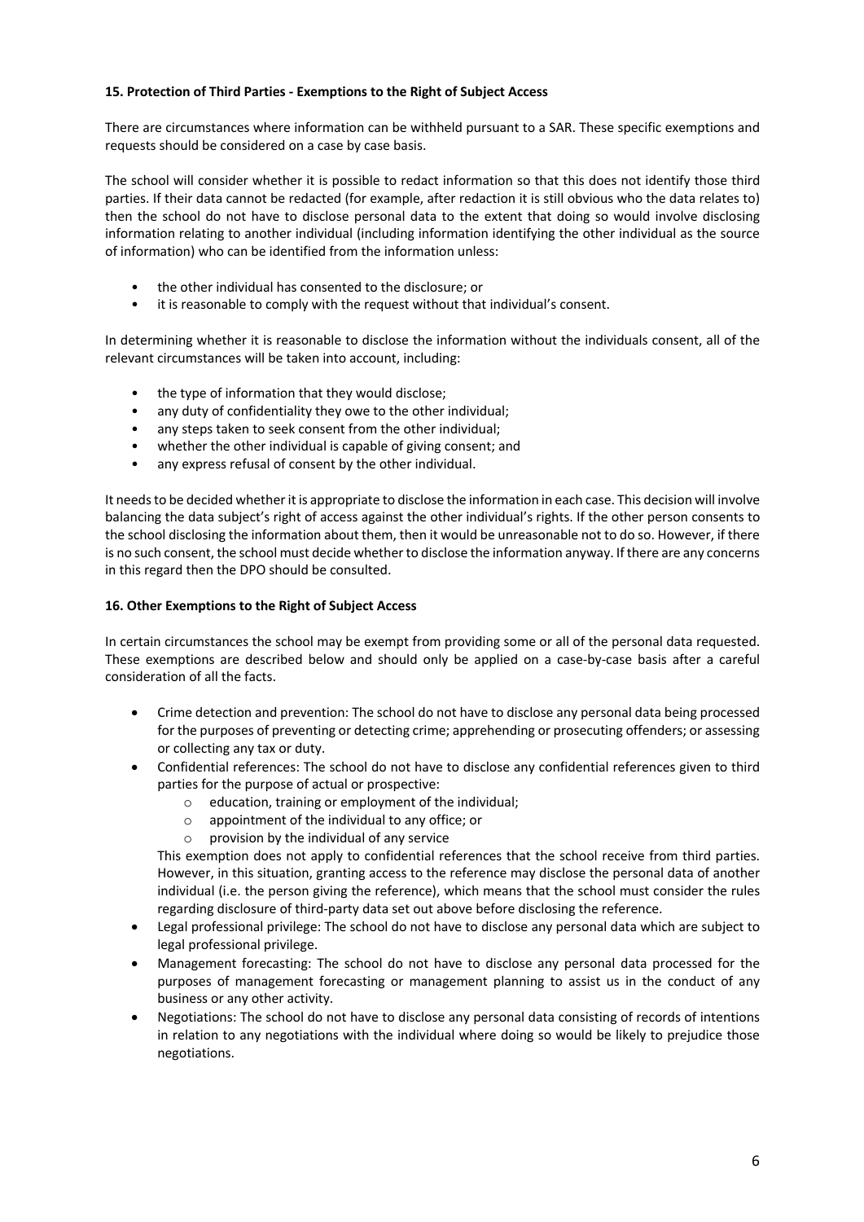**15. Protection of Third Parties - Exemptions to the Right of Subject Access**

There are circumstances where information can be withheld pursuant to a SAR. These specific exemptions and requests should be considered on a case by case basis.

The school will consider whether it is possible to redact information so that this does not identify those third parties. If their data cannot be redacted (for example, after redaction it is still obvious who the data relates to) then the school do not have to disclose personal data to the extent that doing so would involve disclosing information relating to another individual (including information identifying the other individual as the source of information) who can be identified from the information unless:

- the other individual has consented to the disclosure; or
- it is reasonable to comply with the request without that individual's consent.

In determining whether it is reasonable to disclose the information without the individuals consent, all of the relevant circumstances will be taken into account, including:

- the type of information that they would disclose;
- any duty of confidentiality they owe to the other individual;
- any steps taken to seek consent from the other individual;
- whether the other individual is capable of giving consent; and
- any express refusal of consent by the other individual.

It needs to be decided whether it is appropriate to disclose the information in each case. This decision will involve balancing the data subject's right of access against the other individual's rights. If the other person consents to the school disclosing the information about them, then it would be unreasonable not to do so. However, if there is no such consent, the school must decide whether to disclose the information anyway. If there are any concerns in this regard then the DPO should be consulted.

**16. Other Exemptions to the Right of Subject Access**

In certain circumstances the school may be exempt from providing some or all of the personal data requested. These exemptions are described below and should only be applied on a case-by-case basis after a careful consideration of all the facts.

- Crime detection and prevention: The school do not have to disclose any personal data being processed for the purposes of preventing or detecting crime; apprehending or prosecuting offenders; or assessing or collecting any tax or duty.
- Confidential references: The school do not have to disclose any confidential references given to third parties for the purpose of actual or prospective:
  - education, training or employment of the individual;
  - appointment of the individual to any office; or
  - provision by the individual of any service

  This exemption does not apply to confidential references that the school receive from third parties. However, in this situation, granting access to the reference may disclose the personal data of another individual (i.e. the person giving the reference), which means that the school must consider the rules regarding disclosure of third-party data set out above before disclosing the reference.
- Legal professional privilege: The school do not have to disclose any personal data which are subject to legal professional privilege.
- Management forecasting: The school do not have to disclose any personal data processed for the purposes of management forecasting or management planning to assist us in the conduct of any business or any other activity.
- Negotiations: The school do not have to disclose any personal data consisting of records of intentions in relation to any negotiations with the individual where doing so would be likely to prejudice those negotiations.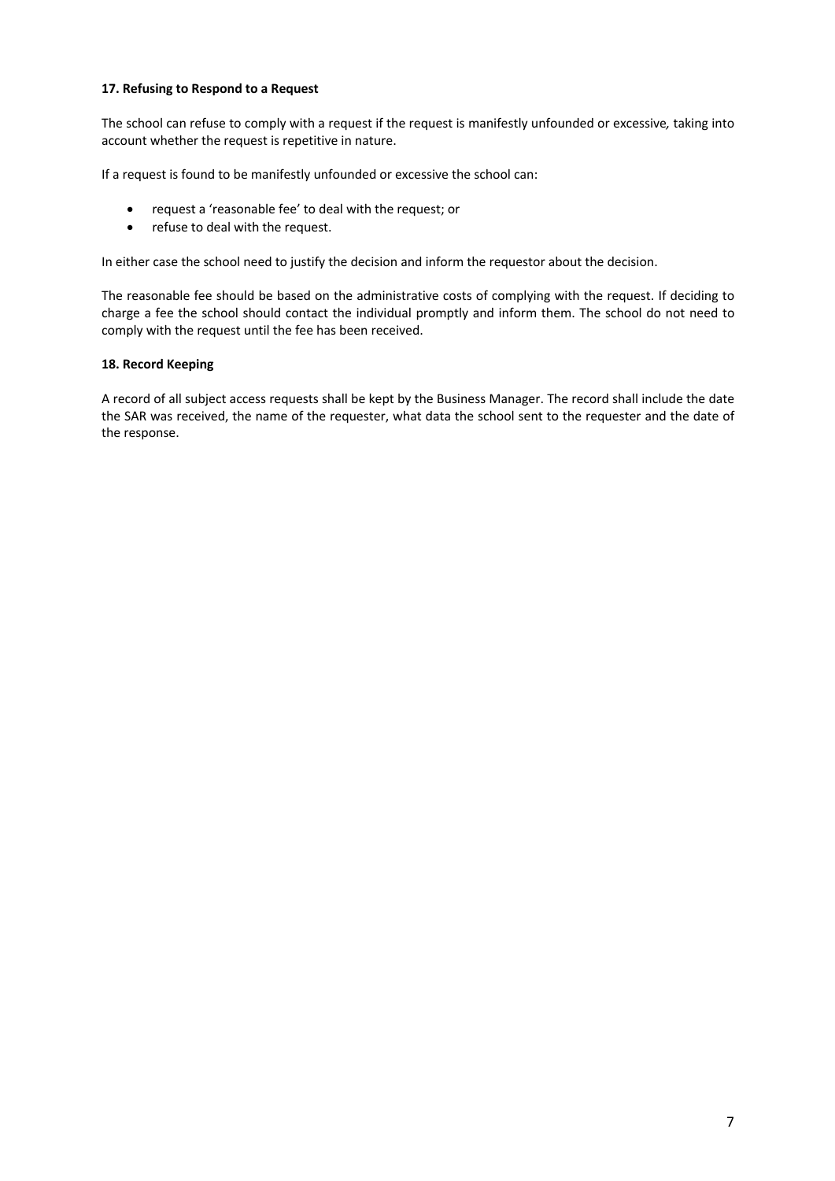**17. Refusing to Respond to a Request**

The school can refuse to comply with a request if the request is manifestly unfounded or excessive*,* taking into account whether the request is repetitive in nature.

If a request is found to be manifestly unfounded or excessive the school can:

- request a 'reasonable fee' to deal with the request; or
- refuse to deal with the request.

In either case the school need to justify the decision and inform the requestor about the decision.

The reasonable fee should be based on the administrative costs of complying with the request. If deciding to charge a fee the school should contact the individual promptly and inform them. The school do not need to comply with the request until the fee has been received.

**18. Record Keeping**

A record of all subject access requests shall be kept by the Business Manager. The record shall include the date the SAR was received, the name of the requester, what data the school sent to the requester and the date of the response.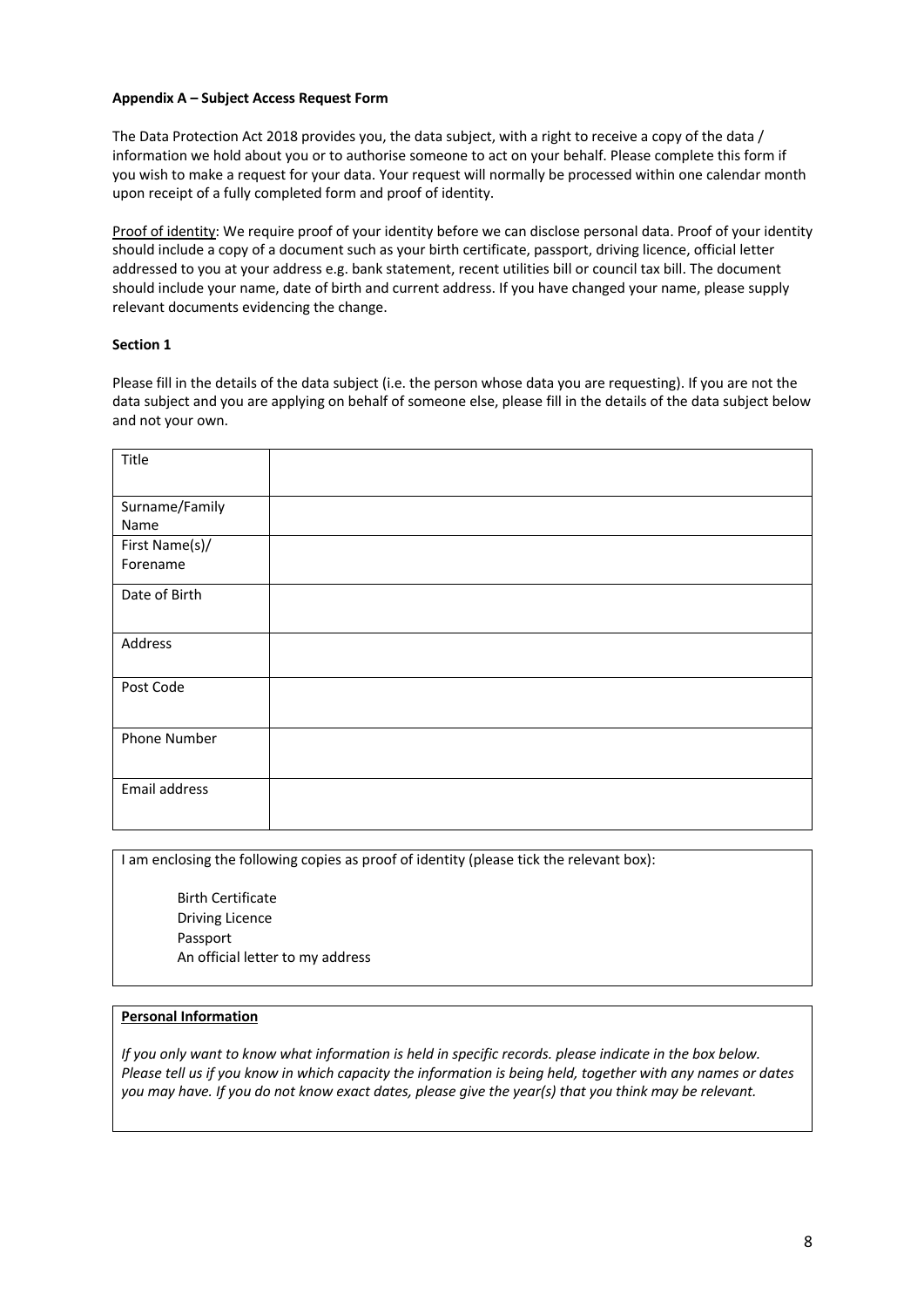**Appendix A – Subject Access Request Form**

The Data Protection Act 2018 provides you, the data subject, with a right to receive a copy of the data / information we hold about you or to authorise someone to act on your behalf. Please complete this form if you wish to make a request for your data. Your request will normally be processed within one calendar month upon receipt of a fully completed form and proof of identity.

Proof of identity: We require proof of your identity before we can disclose personal data. Proof of your identity should include a copy of a document such as your birth certificate, passport, driving licence, official letter addressed to you at your address e.g. bank statement, recent utilities bill or council tax bill. The document should include your name, date of birth and current address. If you have changed your name, please supply relevant documents evidencing the change.

**Section 1**

Please fill in the details of the data subject (i.e. the person whose data you are requesting). If you are not the data subject and you are applying on behalf of someone else, please fill in the details of the data subject below and not your own.

| | |
|---|---|
| Title | |
| Surname/Family Name | |
| First Name(s)/ Forename | |
| Date of Birth | |
| Address | |
| Post Code | |
| Phone Number | |
| Email address | |

I am enclosing the following copies as proof of identity (please tick the relevant box):

- Birth Certificate
- Driving Licence
- Passport
- An official letter to my address

**Personal Information**

*If you only want to know what information is held in specific records. please indicate in the box below. Please tell us if you know in which capacity the information is being held, together with any names or dates you may have. If you do not know exact dates, please give the year(s) that you think may be relevant.*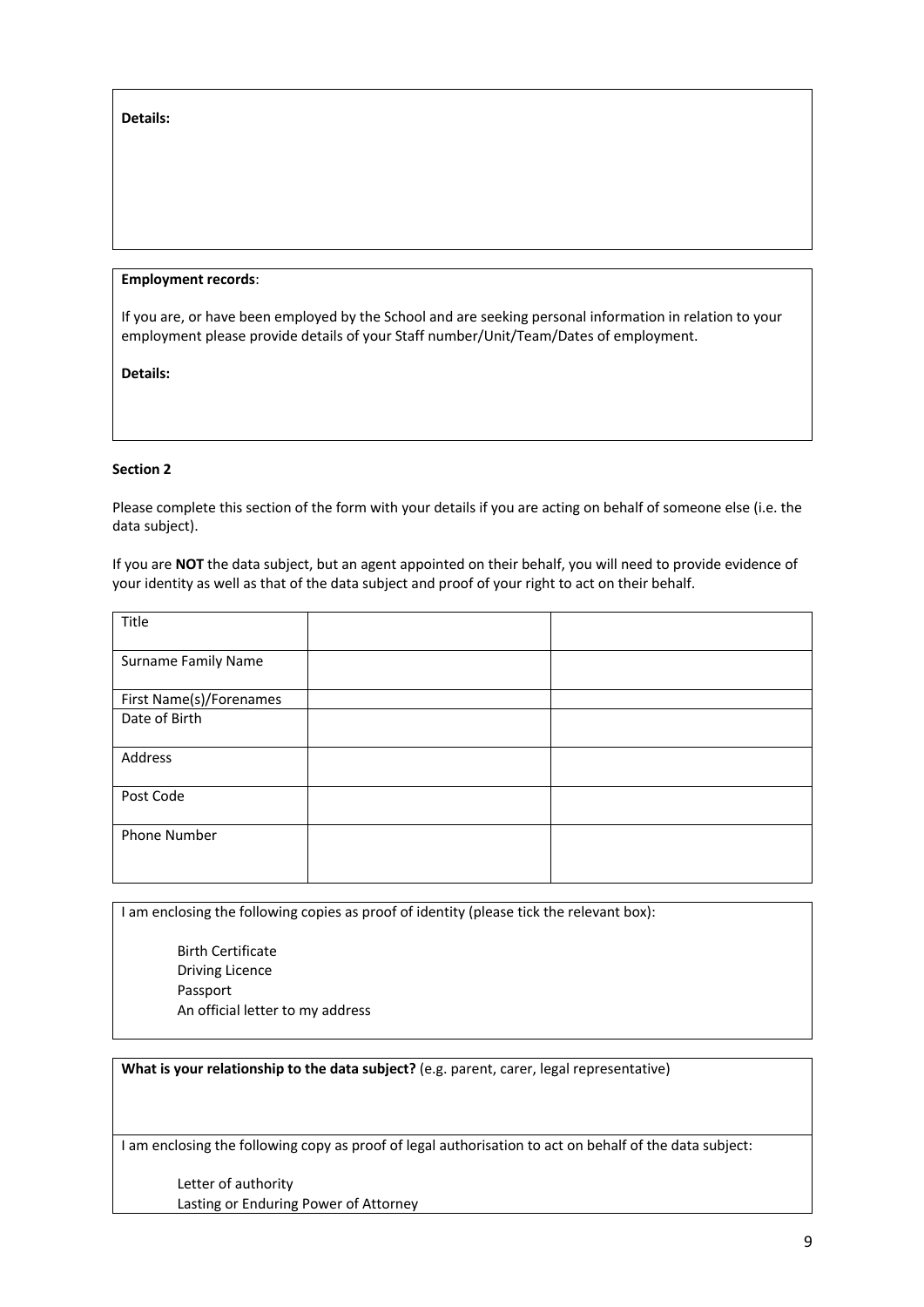**Details:**

**Employment records**:

If you are, or have been employed by the School and are seeking personal information in relation to your employment please provide details of your Staff number/Unit/Team/Dates of employment.

**Details:**

**Section 2**

Please complete this section of the form with your details if you are acting on behalf of someone else (i.e. the data subject).

If you are **NOT** the data subject, but an agent appointed on their behalf, you will need to provide evidence of your identity as well as that of the data subject and proof of your right to act on their behalf.

| Title | | |
| --- | --- | --- |
| Surname Family Name | | |
| First Name(s)/Forenames | | |
| Date of Birth | | |
| Address | | |
| Post Code | | |
| Phone Number | | |

I am enclosing the following copies as proof of identity (please tick the relevant box):

- Birth Certificate
- Driving Licence
- Passport
- An official letter to my address

**What is your relationship to the data subject?** (e.g. parent, carer, legal representative)

I am enclosing the following copy as proof of legal authorisation to act on behalf of the data subject:

- Letter of authority
- Lasting or Enduring Power of Attorney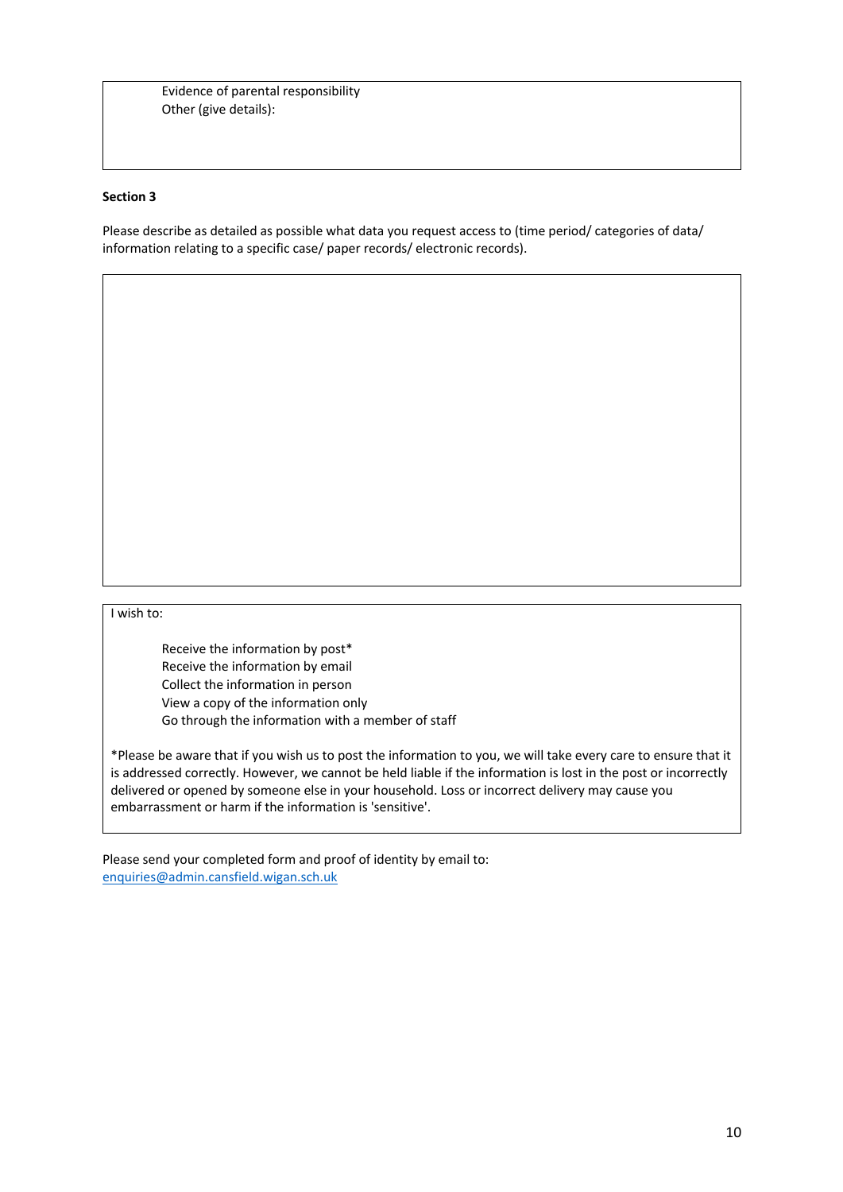Evidence of parental responsibility

Other (give details):

**Section 3**

Please describe as detailed as possible what data you request access to (time period/ categories of data/ information relating to a specific case/ paper records/ electronic records).

I wish to:

Receive the information by post*

Receive the information by email

Collect the information in person

View a copy of the information only

Go through the information with a member of staff

*Please be aware that if you wish us to post the information to you, we will take every care to ensure that it is addressed correctly. However, we cannot be held liable if the information is lost in the post or incorrectly delivered or opened by someone else in your household. Loss or incorrect delivery may cause you embarrassment or harm if the information is 'sensitive'.

Please send your completed form and proof of identity by email to: enquiries@admin.cansfield.wigan.sch.uk